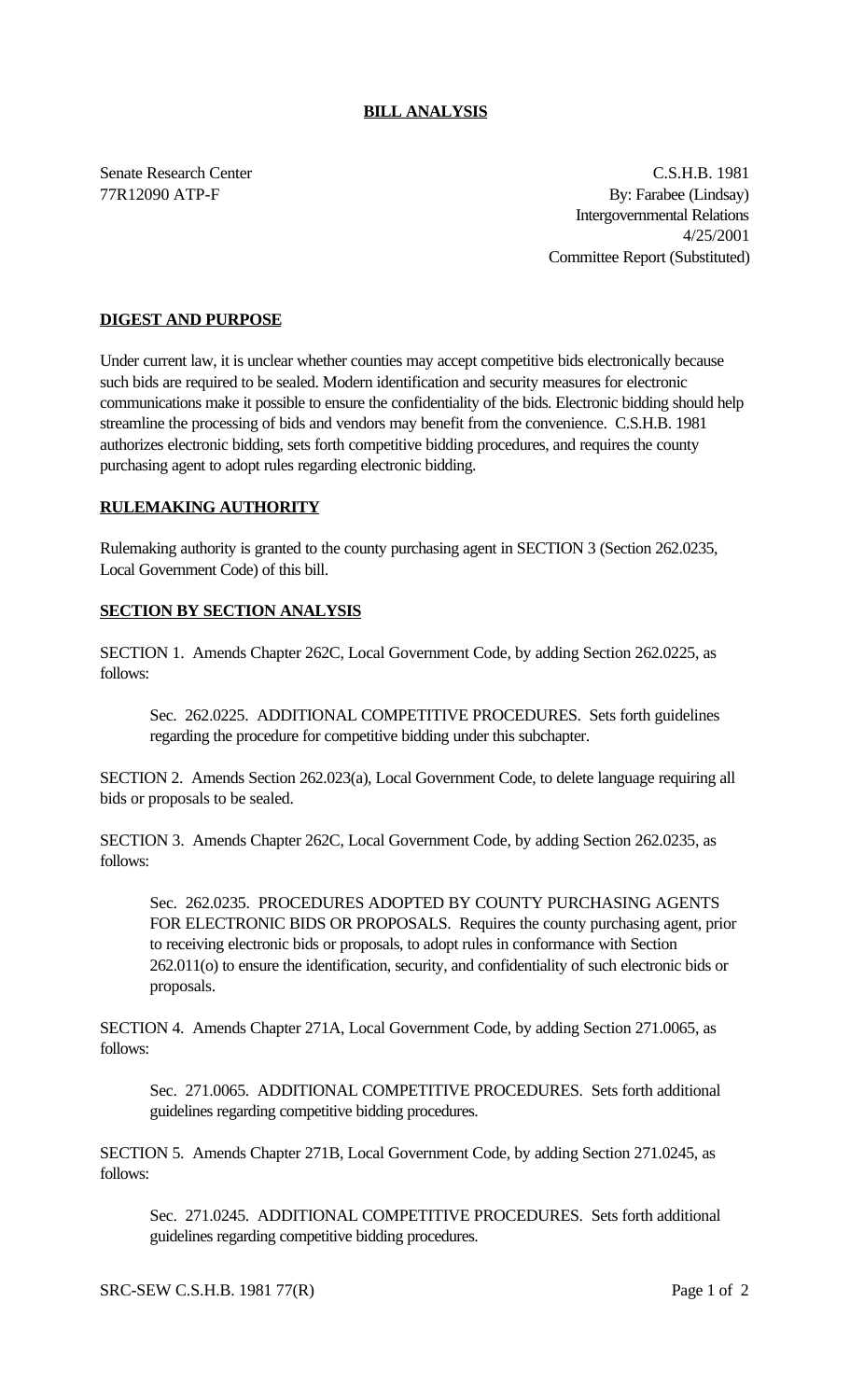**BILL ANALYSIS**

Senate Research Center
77R12090 ATP-F

C.S.H.B. 1981
By: Farabee (Lindsay)
Intergovernmental Relations
4/25/2001
Committee Report (Substituted)

**DIGEST AND PURPOSE**

Under current law, it is unclear whether counties may accept competitive bids electronically because such bids are required to be sealed. Modern identification and security measures for electronic communications make it possible to ensure the confidentiality of the bids. Electronic bidding should help streamline the processing of bids and vendors may benefit from the convenience. C.S.H.B. 1981 authorizes electronic bidding, sets forth competitive bidding procedures, and requires the county purchasing agent to adopt rules regarding electronic bidding.

**RULEMAKING AUTHORITY**

Rulemaking authority is granted to the county purchasing agent in SECTION 3 (Section 262.0235, Local Government Code) of this bill.

**SECTION BY SECTION ANALYSIS**

SECTION 1. Amends Chapter 262C, Local Government Code, by adding Section 262.0225, as follows:

> Sec. 262.0225. ADDITIONAL COMPETITIVE PROCEDURES. Sets forth guidelines regarding the procedure for competitive bidding under this subchapter.

SECTION 2. Amends Section 262.023(a), Local Government Code, to delete language requiring all bids or proposals to be sealed.

SECTION 3. Amends Chapter 262C, Local Government Code, by adding Section 262.0235, as follows:

> Sec. 262.0235. PROCEDURES ADOPTED BY COUNTY PURCHASING AGENTS FOR ELECTRONIC BIDS OR PROPOSALS. Requires the county purchasing agent, prior to receiving electronic bids or proposals, to adopt rules in conformance with Section 262.011(o) to ensure the identification, security, and confidentiality of such electronic bids or proposals.

SECTION 4. Amends Chapter 271A, Local Government Code, by adding Section 271.0065, as follows:

> Sec. 271.0065. ADDITIONAL COMPETITIVE PROCEDURES. Sets forth additional guidelines regarding competitive bidding procedures.

SECTION 5. Amends Chapter 271B, Local Government Code, by adding Section 271.0245, as follows:

> Sec. 271.0245. ADDITIONAL COMPETITIVE PROCEDURES. Sets forth additional guidelines regarding competitive bidding procedures.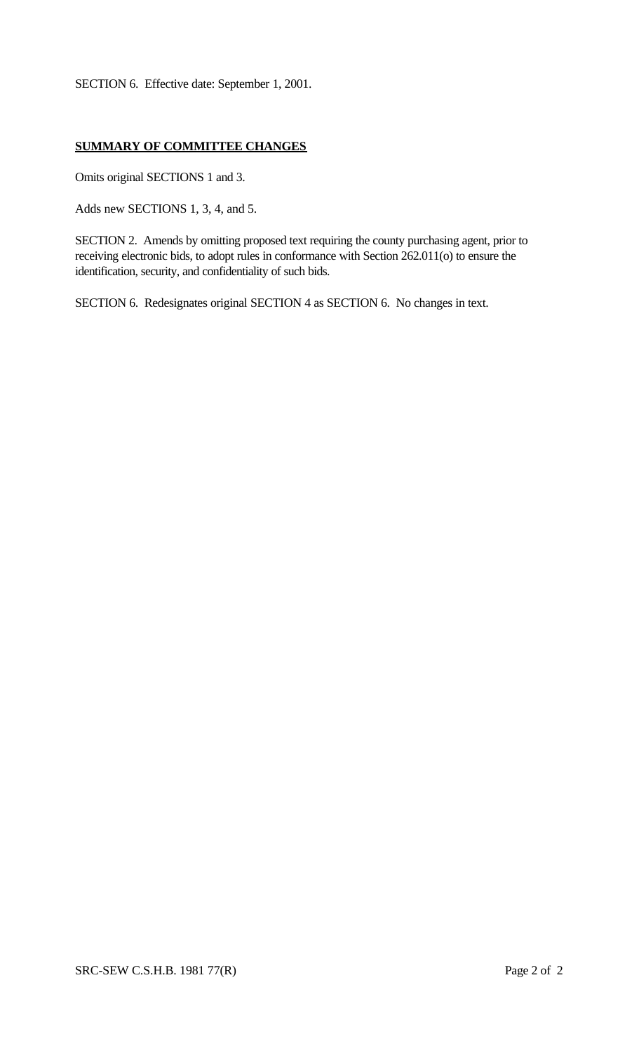SECTION 6. Effective date: September 1, 2001.

**SUMMARY OF COMMITTEE CHANGES**

Omits original SECTIONS 1 and 3.

Adds new SECTIONS 1, 3, 4, and 5.

SECTION 2. Amends by omitting proposed text requiring the county purchasing agent, prior to receiving electronic bids, to adopt rules in conformance with Section 262.011(o) to ensure the identification, security, and confidentiality of such bids.

SECTION 6. Redesignates original SECTION 4 as SECTION 6. No changes in text.